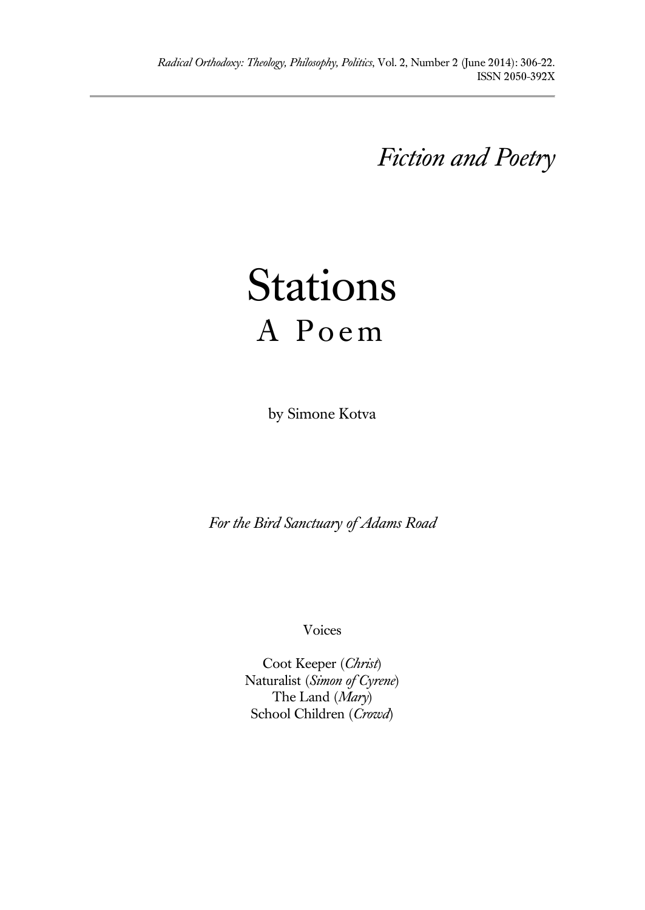*Fiction and Poetry*

# Stations
## A Poem

by Simone Kotva

*For the Bird Sanctuary of Adams Road*

Voices

Coot Keeper (*Christ*)
Naturalist (*Simon of Cyrene*)
The Land (*Mary*)
School Children (*Crowd*)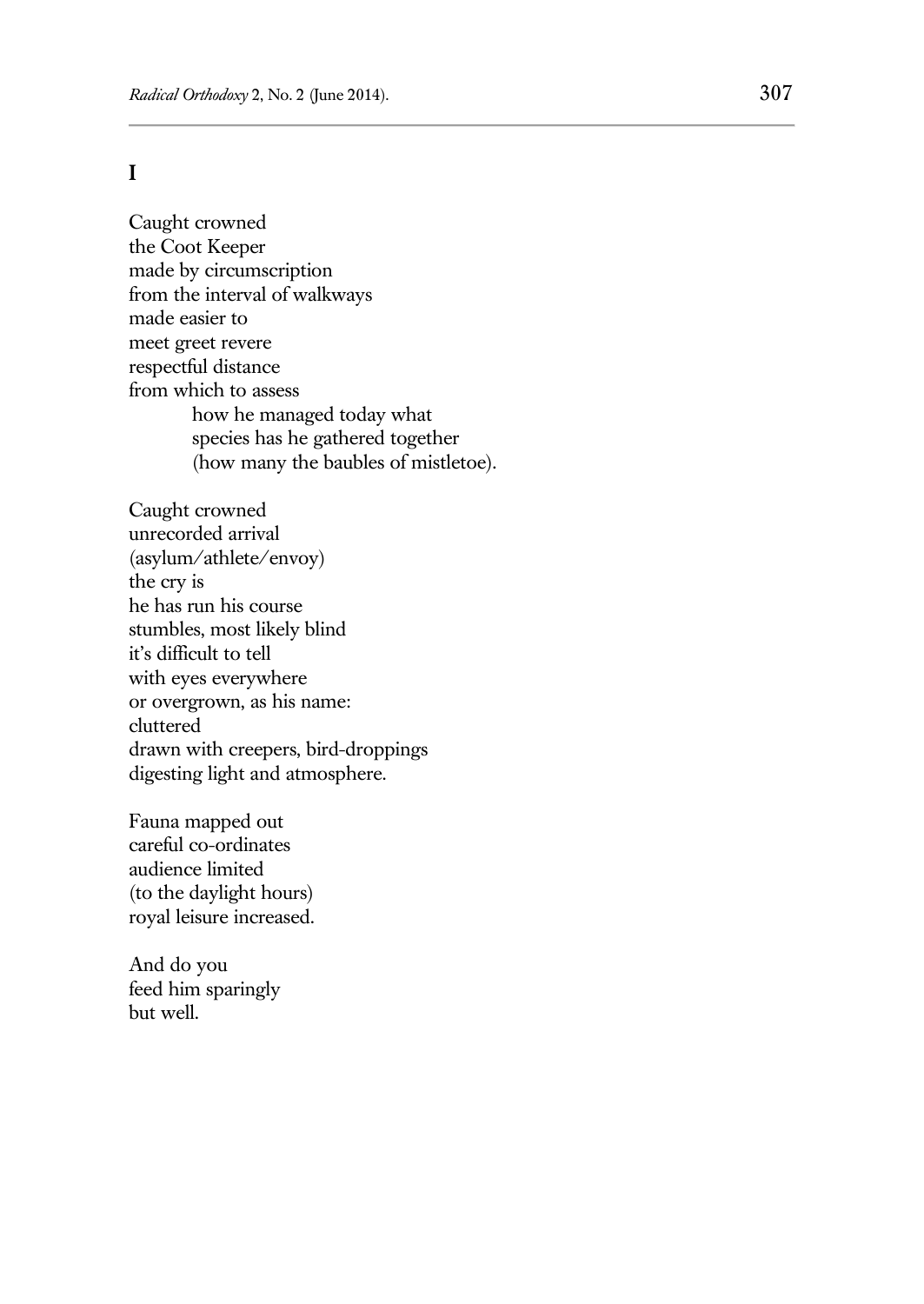## I

Caught crowned  
the Coot Keeper  
made by circumscription  
from the interval of walkways  
made easier to  
meet greet revere  
respectful distance  
from which to assess  
        how he managed today what  
        species has he gathered together  
        (how many the baubles of mistletoe).

Caught crowned  
unrecorded arrival  
(asylum/athlete/envoy)  
the cry is  
he has run his course  
stumbles, most likely blind  
it's difficult to tell  
with eyes everywhere  
or overgrown, as his name:  
cluttered  
drawn with creepers, bird-droppings  
digesting light and atmosphere.

Fauna mapped out  
careful co-ordinates  
audience limited  
(to the daylight hours)  
royal leisure increased.

And do you  
feed him sparingly  
but well.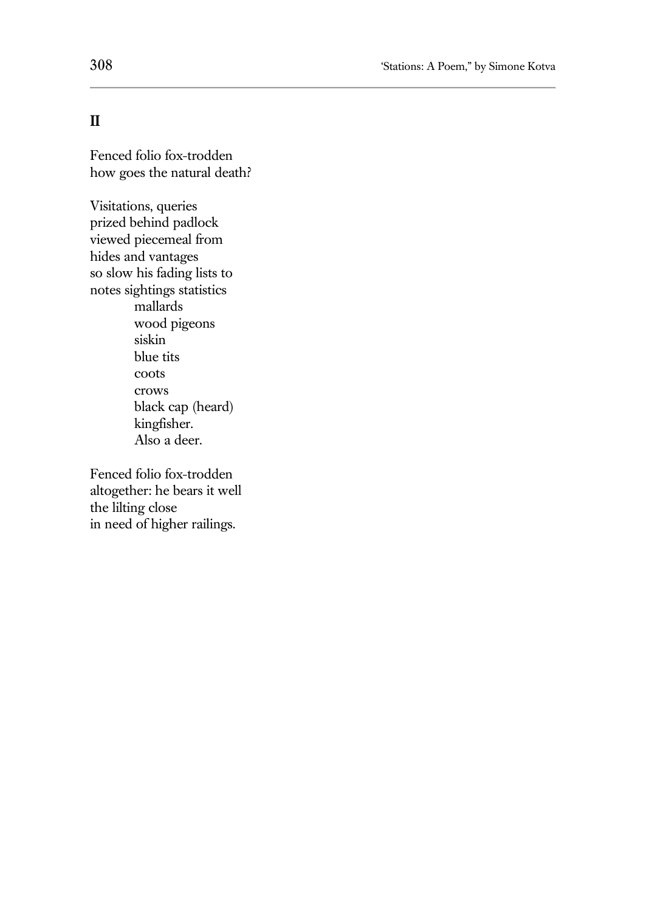## II

Fenced folio fox-trodden  
how goes the natural death?

Visitations, queries  
prized behind padlock  
viewed piecemeal from  
hides and vantages  
so slow his fading lists to  
notes sightings statistics  
        mallards  
        wood pigeons  
        siskin  
        blue tits  
        coots  
        crows  
        black cap (heard)  
        kingfisher.  
        Also a deer.

Fenced folio fox-trodden  
altogether: he bears it well  
the lilting close  
in need of higher railings.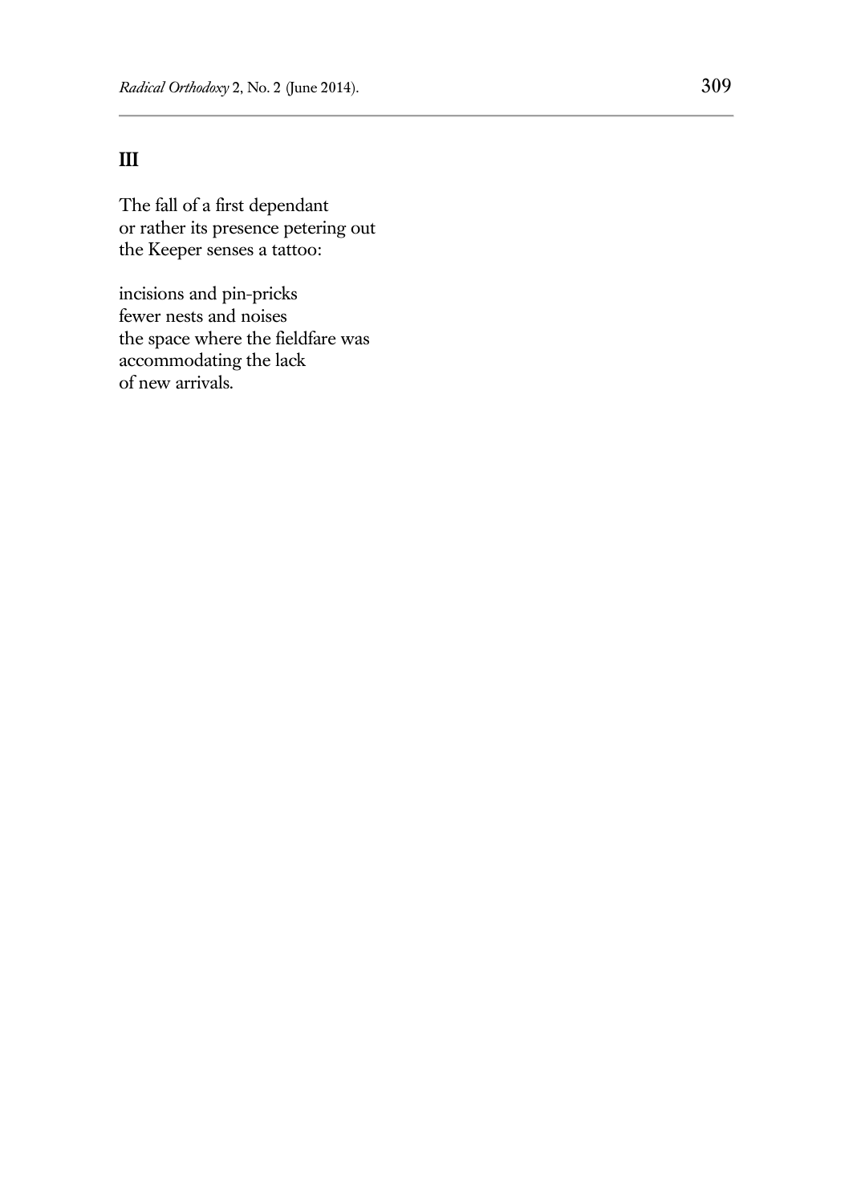## III

The fall of a first dependant
or rather its presence petering out
the Keeper senses a tattoo:

incisions and pin-pricks
fewer nests and noises
the space where the fieldfare was
accommodating the lack
of new arrivals.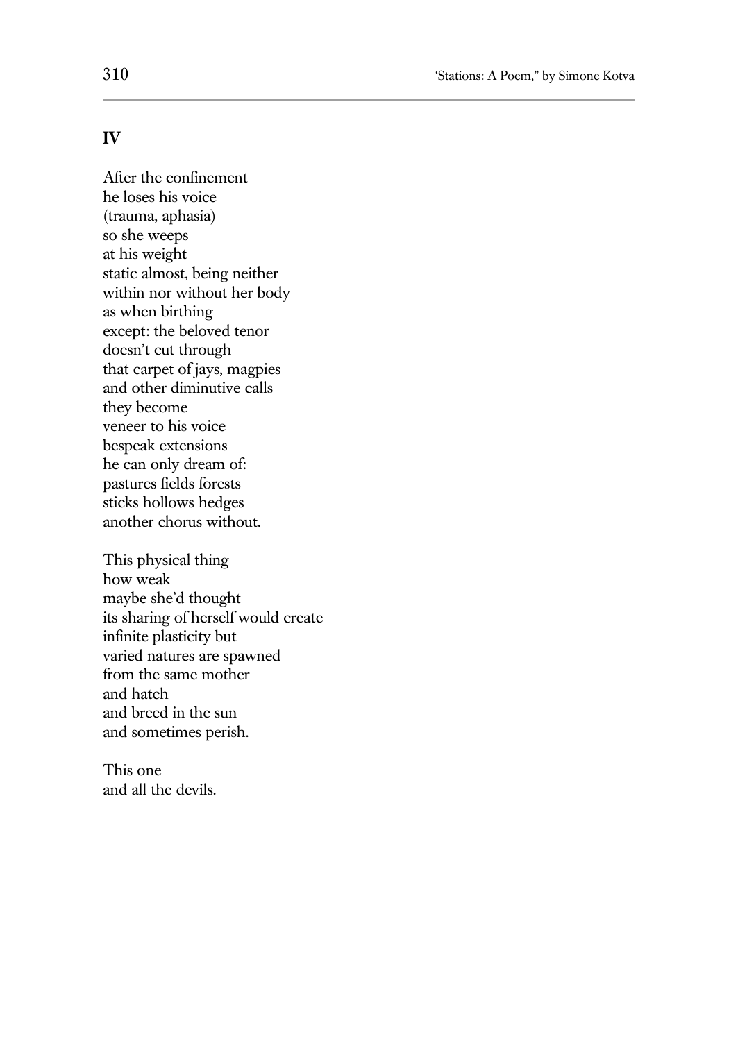## IV

After the confinement  
he loses his voice  
(trauma, aphasia)  
so she weeps  
at his weight  
static almost, being neither  
within nor without her body  
as when birthing  
except: the beloved tenor  
doesn't cut through  
that carpet of jays, magpies  
and other diminutive calls  
they become  
veneer to his voice  
bespeak extensions  
he can only dream of:  
pastures fields forests  
sticks hollows hedges  
another chorus without.

This physical thing  
how weak  
maybe she'd thought  
its sharing of herself would create  
infinite plasticity but  
varied natures are spawned  
from the same mother  
and hatch  
and breed in the sun  
and sometimes perish.

This one  
and all the devils.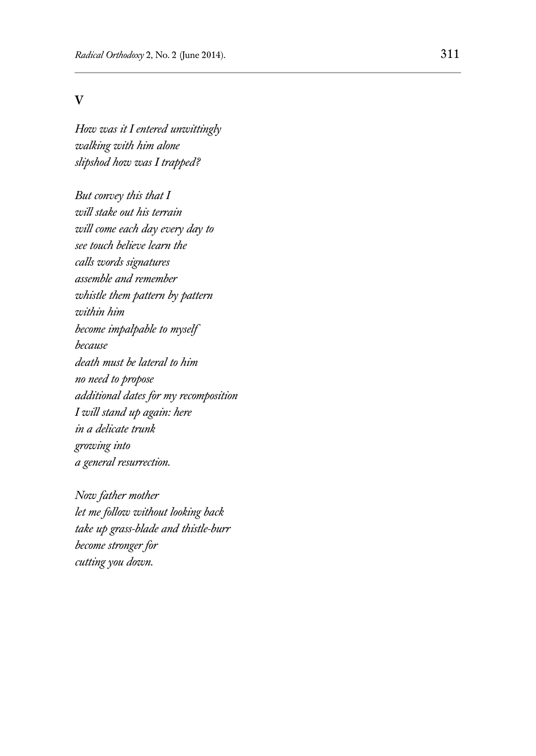## V

*How was it I entered unwittingly*
*walking with him alone*
*slipshod how was I trapped?*

*But convey this that I*
*will stake out his terrain*
*will come each day every day to*
*see touch believe learn the*
*calls words signatures*
*assemble and remember*
*whistle them pattern by pattern*
*within him*
*become impalpable to myself*
*because*
*death must be lateral to him*
*no need to propose*
*additional dates for my recomposition*
*I will stand up again: here*
*in a delicate trunk*
*growing into*
*a general resurrection.*

*Now father mother*
*let me follow without looking back*
*take up grass-blade and thistle-burr*
*become stronger for*
*cutting you down.*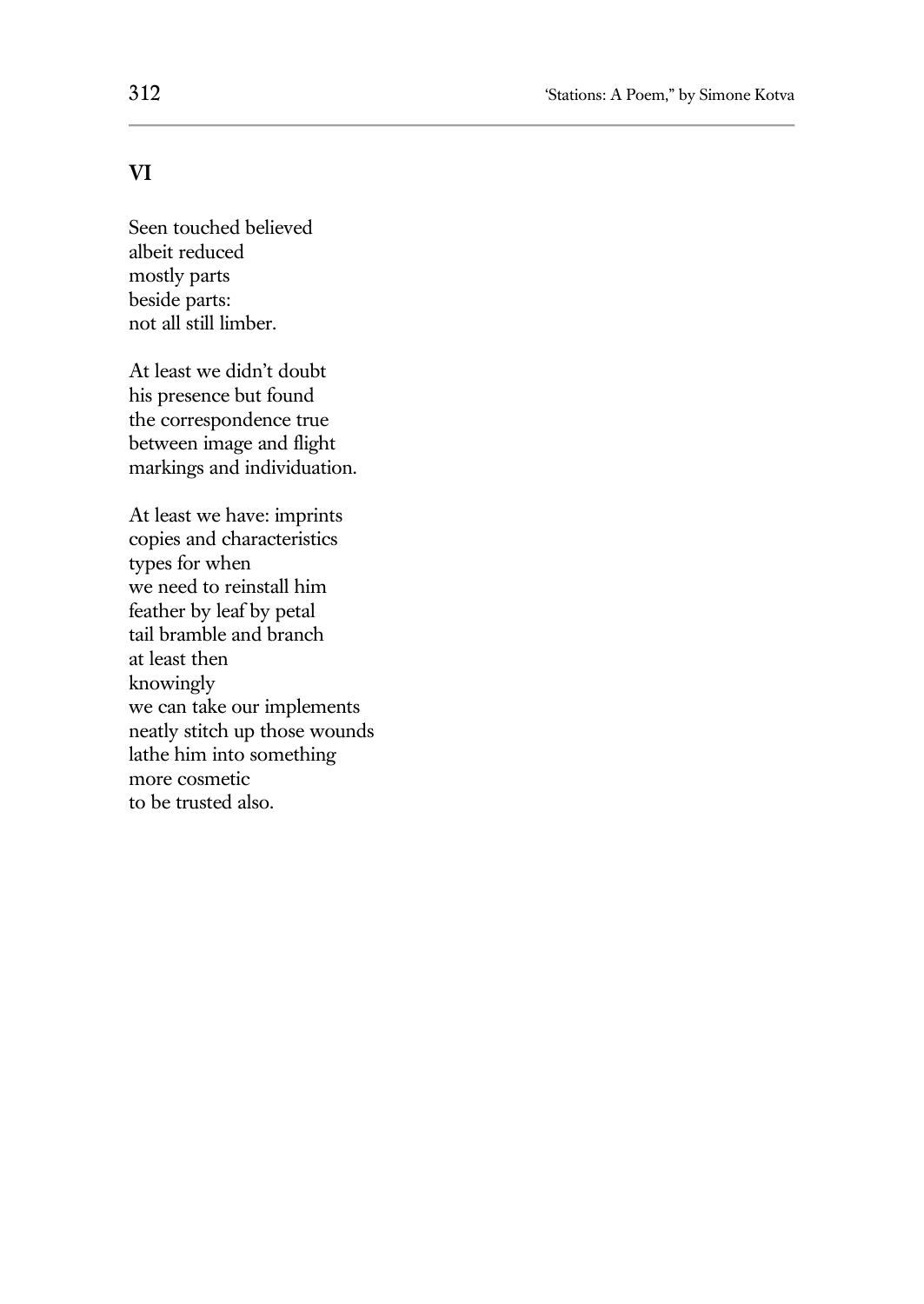## VI

Seen touched believed  
albeit reduced  
mostly parts  
beside parts:  
not all still limber.

At least we didn't doubt  
his presence but found  
the correspondence true  
between image and flight  
markings and individuation.

At least we have: imprints  
copies and characteristics  
types for when  
we need to reinstall him  
feather by leaf by petal  
tail bramble and branch  
at least then  
knowingly  
we can take our implements  
neatly stitch up those wounds  
lathe him into something  
more cosmetic  
to be trusted also.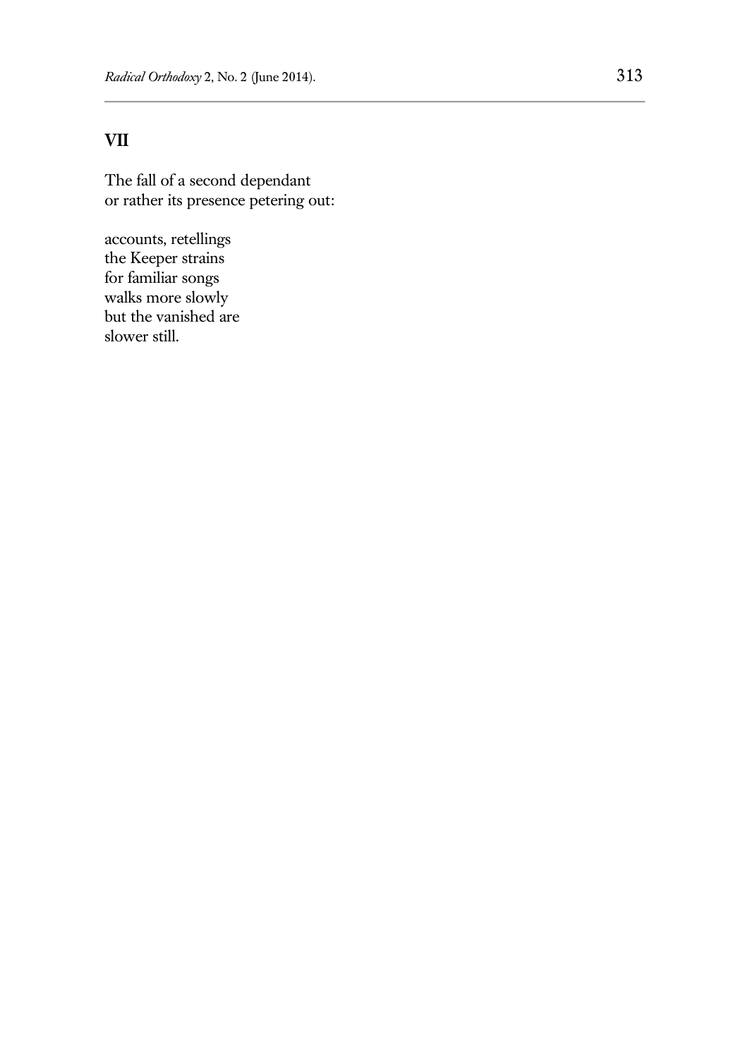## VII

The fall of a second dependant  
or rather its presence petering out:

accounts, retellings  
the Keeper strains  
for familiar songs  
walks more slowly  
but the vanished are  
slower still.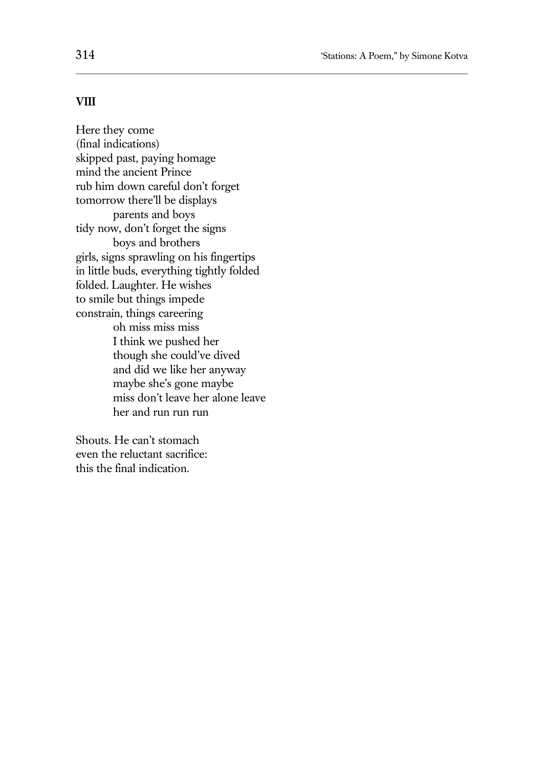**VIII**

Here they come  
(final indications)  
skipped past, paying homage  
mind the ancient Prince  
rub him down careful don't forget  
tomorrow there'll be displays  
&nbsp;&nbsp;&nbsp;&nbsp;&nbsp;&nbsp;&nbsp;&nbsp;parents and boys  
tidy now, don't forget the signs  
&nbsp;&nbsp;&nbsp;&nbsp;&nbsp;&nbsp;&nbsp;&nbsp;boys and brothers  
girls, signs sprawling on his fingertips  
in little buds, everything tightly folded  
folded. Laughter. He wishes  
to smile but things impede  
constrain, things careering  
&nbsp;&nbsp;&nbsp;&nbsp;&nbsp;&nbsp;&nbsp;&nbsp;oh miss miss miss  
&nbsp;&nbsp;&nbsp;&nbsp;&nbsp;&nbsp;&nbsp;&nbsp;I think we pushed her  
&nbsp;&nbsp;&nbsp;&nbsp;&nbsp;&nbsp;&nbsp;&nbsp;though she could've dived  
&nbsp;&nbsp;&nbsp;&nbsp;&nbsp;&nbsp;&nbsp;&nbsp;and did we like her anyway  
&nbsp;&nbsp;&nbsp;&nbsp;&nbsp;&nbsp;&nbsp;&nbsp;maybe she's gone maybe  
&nbsp;&nbsp;&nbsp;&nbsp;&nbsp;&nbsp;&nbsp;&nbsp;miss don't leave her alone leave  
&nbsp;&nbsp;&nbsp;&nbsp;&nbsp;&nbsp;&nbsp;&nbsp;her and run run run

Shouts. He can't stomach  
even the reluctant sacrifice:  
this the final indication.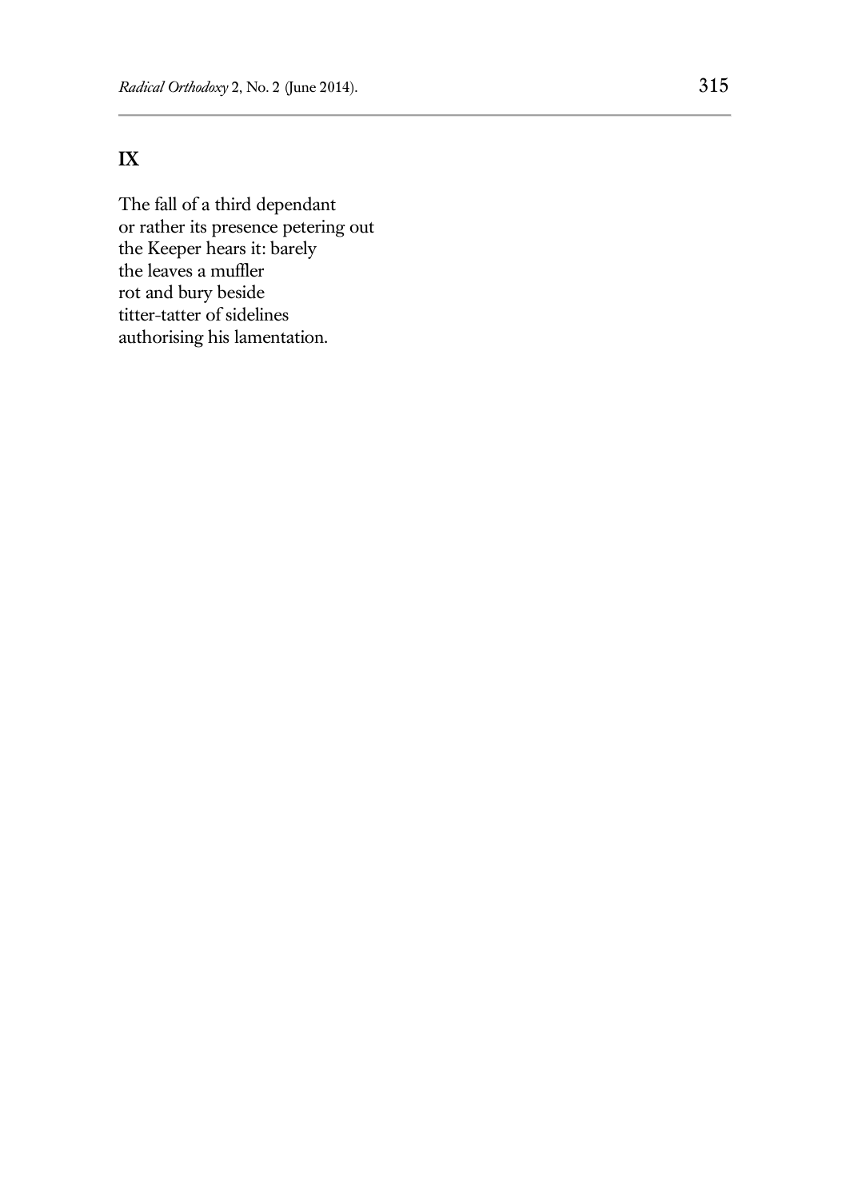## IX

The fall of a third dependant  
or rather its presence petering out  
the Keeper hears it: barely  
the leaves a muffler  
rot and bury beside  
titter-tatter of sidelines  
authorising his lamentation.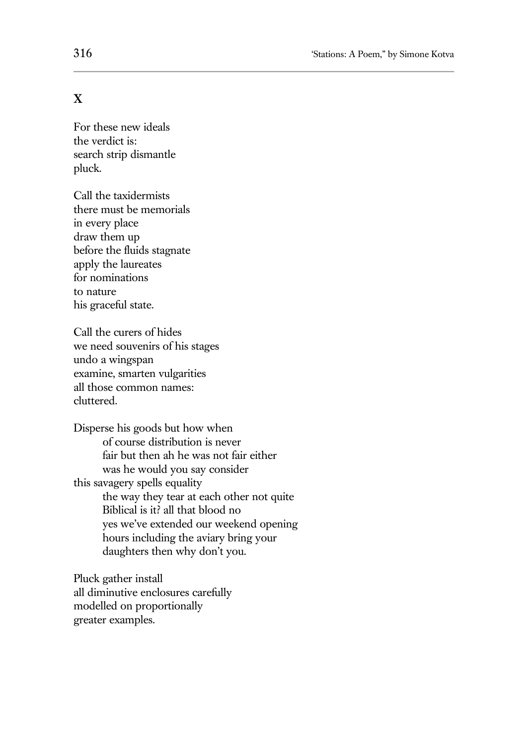## X

For these new ideals
the verdict is:
search strip dismantle
pluck.

Call the taxidermists
there must be memorials
in every place
draw them up
before the fluids stagnate
apply the laureates
for nominations
to nature
his graceful state.

Call the curers of hides
we need souvenirs of his stages
undo a wingspan
examine, smarten vulgarities
all those common names:
cluttered.

Disperse his goods but how when
        of course distribution is never
        fair but then ah he was not fair either
        was he would you say consider
this savagery spells equality
        the way they tear at each other not quite
        Biblical is it? all that blood no
        yes we've extended our weekend opening
        hours including the aviary bring your
        daughters then why don't you.

Pluck gather install
all diminutive enclosures carefully
modelled on proportionally
greater examples.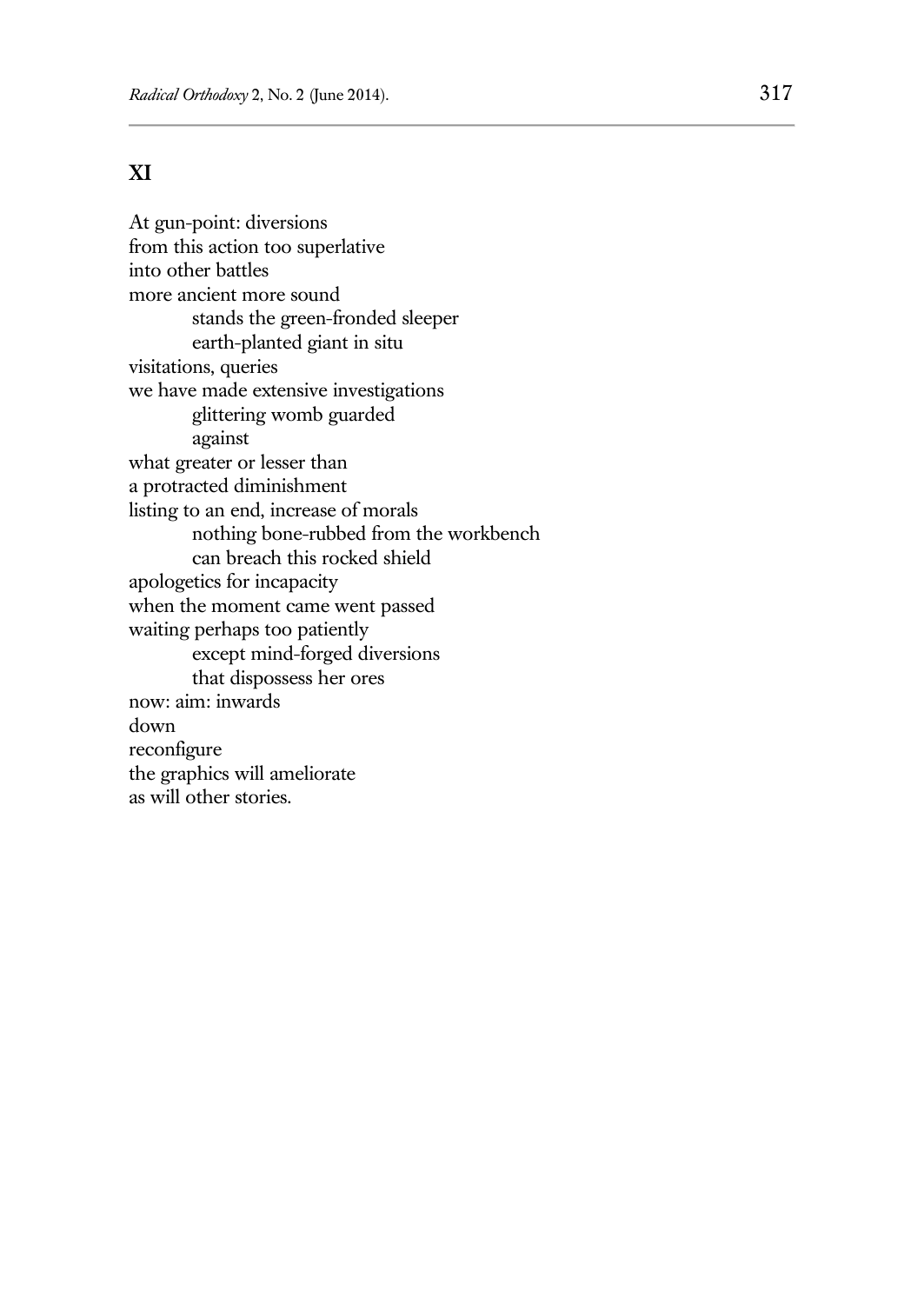## XI

At gun-point: diversions  
from this action too superlative  
into other battles  
more ancient more sound  
&nbsp;&nbsp;&nbsp;&nbsp;&nbsp;&nbsp;&nbsp;&nbsp;&nbsp;&nbsp;stands the green-fronded sleeper  
&nbsp;&nbsp;&nbsp;&nbsp;&nbsp;&nbsp;&nbsp;&nbsp;&nbsp;&nbsp;earth-planted giant in situ  
visitations, queries  
we have made extensive investigations  
&nbsp;&nbsp;&nbsp;&nbsp;&nbsp;&nbsp;&nbsp;&nbsp;&nbsp;&nbsp;glittering womb guarded  
&nbsp;&nbsp;&nbsp;&nbsp;&nbsp;&nbsp;&nbsp;&nbsp;&nbsp;&nbsp;against  
what greater or lesser than  
a protracted diminishment  
listing to an end, increase of morals  
&nbsp;&nbsp;&nbsp;&nbsp;&nbsp;&nbsp;&nbsp;&nbsp;&nbsp;&nbsp;nothing bone-rubbed from the workbench  
&nbsp;&nbsp;&nbsp;&nbsp;&nbsp;&nbsp;&nbsp;&nbsp;&nbsp;&nbsp;can breach this rocked shield  
apologetics for incapacity  
when the moment came went passed  
waiting perhaps too patiently  
&nbsp;&nbsp;&nbsp;&nbsp;&nbsp;&nbsp;&nbsp;&nbsp;&nbsp;&nbsp;except mind-forged diversions  
&nbsp;&nbsp;&nbsp;&nbsp;&nbsp;&nbsp;&nbsp;&nbsp;&nbsp;&nbsp;that dispossess her ores  
now: aim: inwards  
down  
reconfigure  
the graphics will ameliorate  
as will other stories.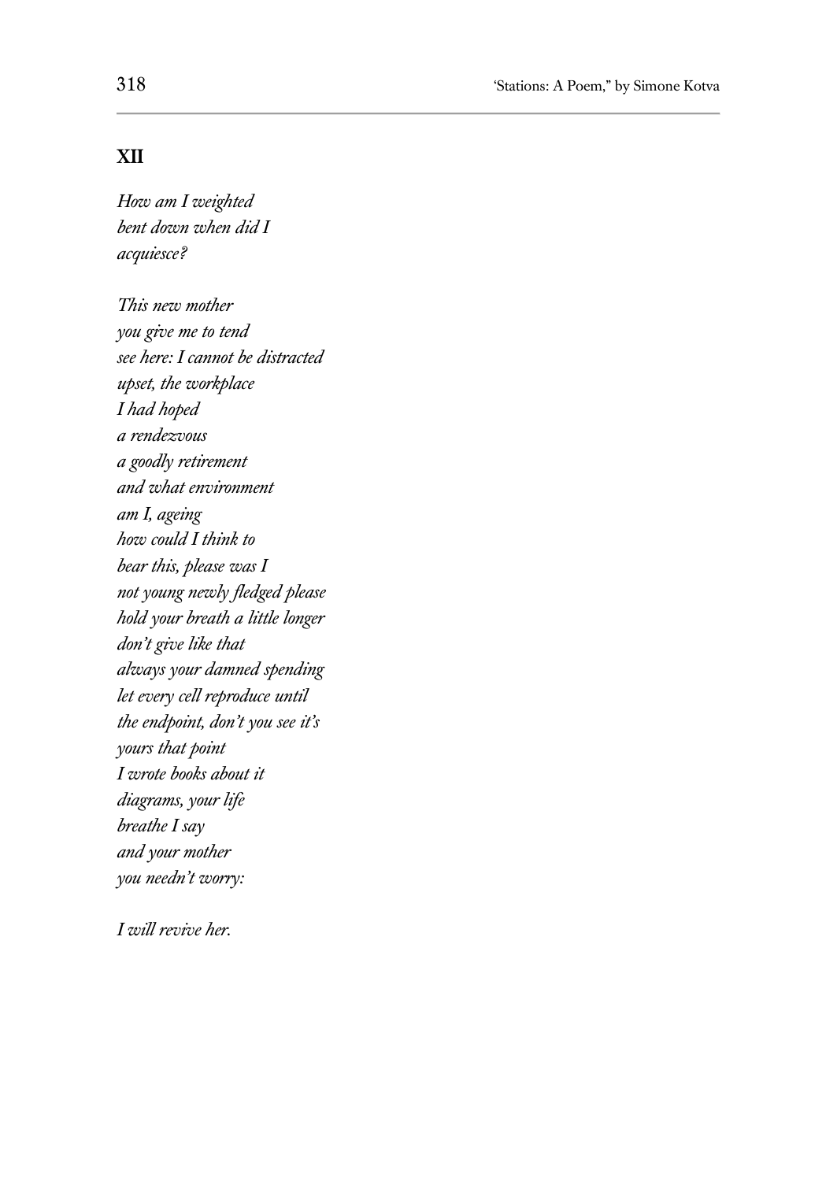## XII

*How am I weighted*
*bent down when did I*
*acquiesce?*

*This new mother*
*you give me to tend*
*see here: I cannot be distracted*
*upset, the workplace*
*I had hoped*
*a rendezvous*
*a goodly retirement*
*and what environment*
*am I, ageing*
*how could I think to*
*bear this, please was I*
*not young newly fledged please*
*hold your breath a little longer*
*don't give like that*
*always your damned spending*
*let every cell reproduce until*
*the endpoint, don't you see it's*
*yours that point*
*I wrote books about it*
*diagrams, your life*
*breathe I say*
*and your mother*
*you needn't worry:*

*I will revive her.*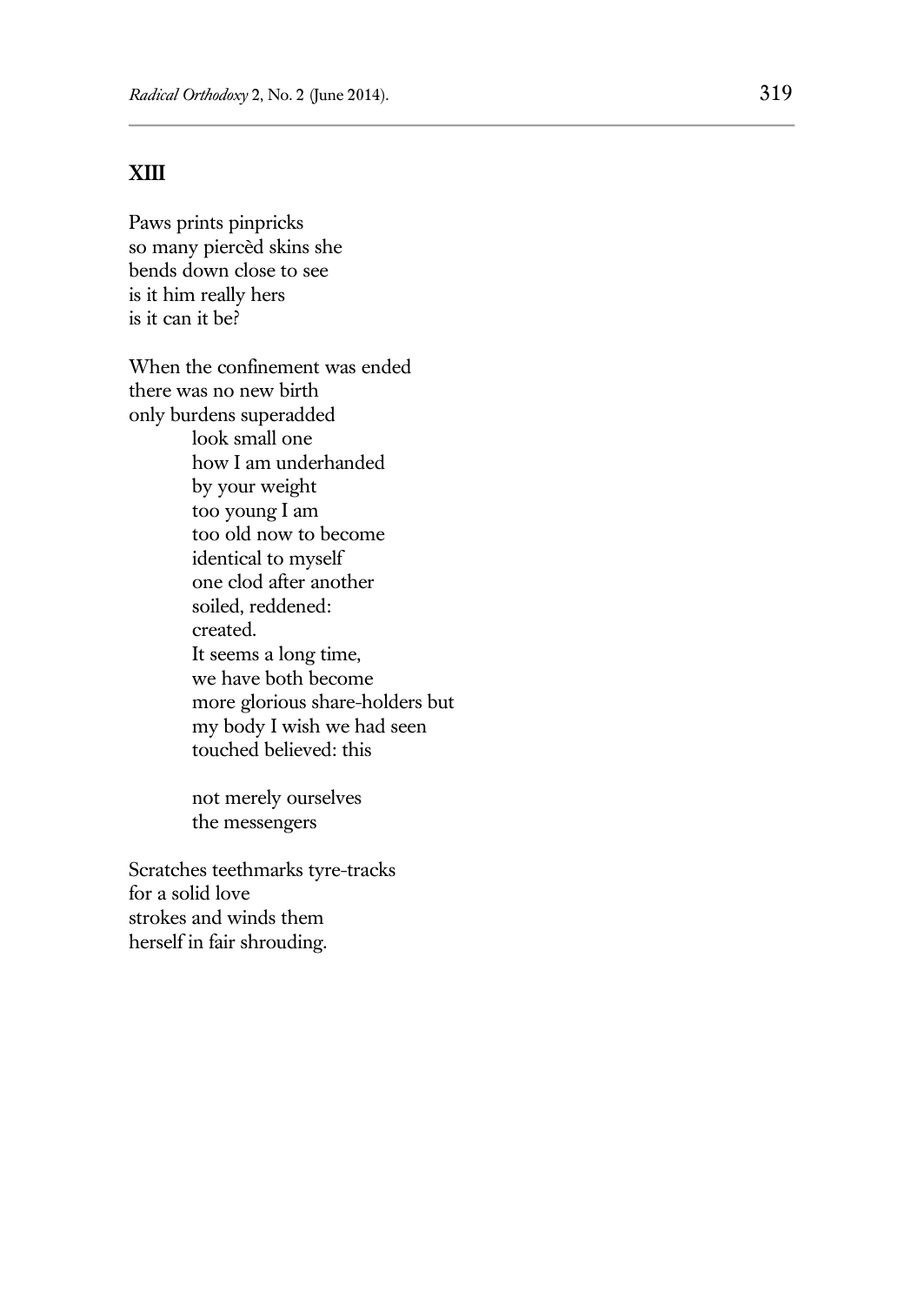## XIII

Paws prints pinpricks  
so many piercèd skins she  
bends down close to see  
is it him really hers  
is it can it be?

When the confinement was ended  
there was no new birth  
only burdens superadded  
          look small one  
          how I am underhanded  
          by your weight  
          too young I am  
          too old now to become  
          identical to myself  
          one clod after another  
          soiled, reddened:  
          created.  
          It seems a long time,  
          we have both become  
          more glorious share-holders but  
          my body I wish we had seen  
          touched believed: this

          not merely ourselves  
          the messengers

Scratches teethmarks tyre-tracks  
for a solid love  
strokes and winds them  
herself in fair shrouding.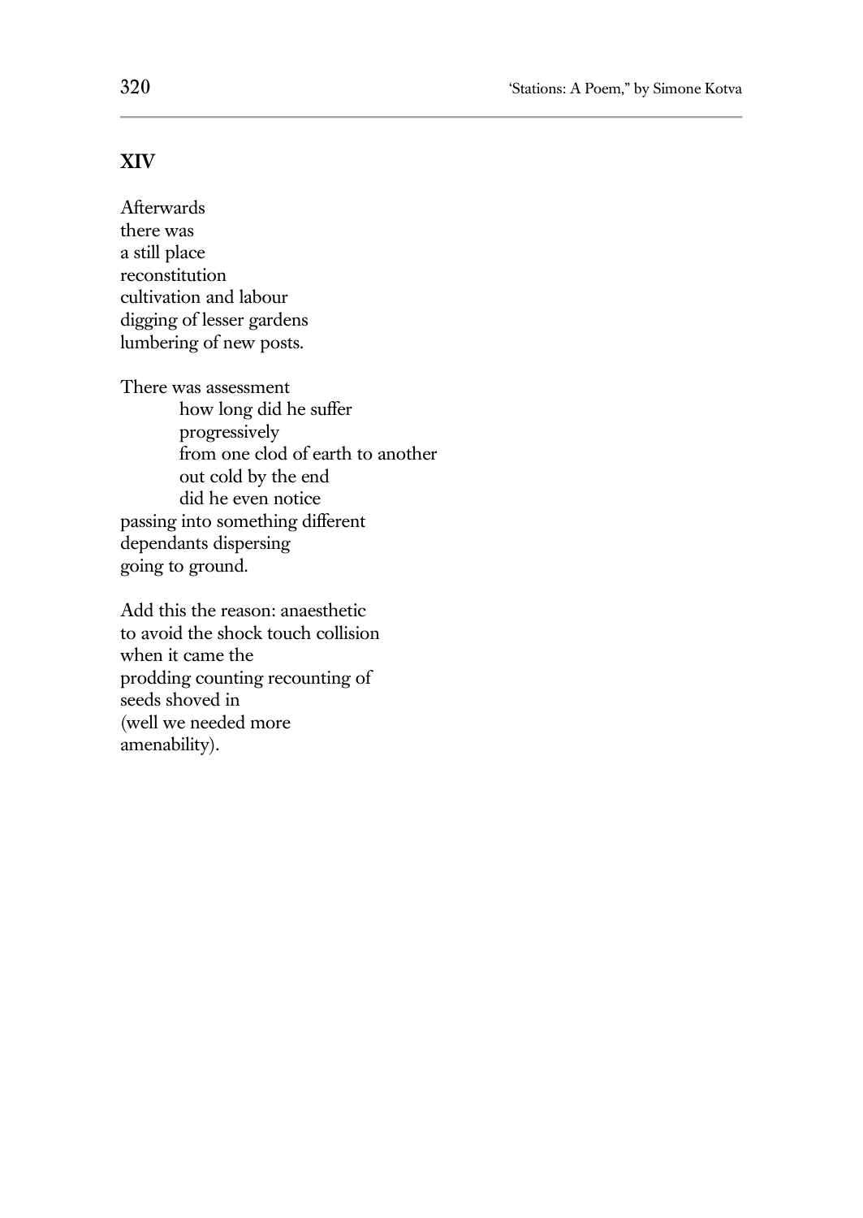## XIV

Afterwards  
there was  
a still place  
reconstitution  
cultivation and labour  
digging of lesser gardens  
lumbering of new posts.

There was assessment  
&emsp;&emsp;&emsp;how long did he suffer  
&emsp;&emsp;&emsp;progressively  
&emsp;&emsp;&emsp;from one clod of earth to another  
&emsp;&emsp;&emsp;out cold by the end  
&emsp;&emsp;&emsp;did he even notice  
passing into something different  
dependants dispersing  
going to ground.

Add this the reason: anaesthetic  
to avoid the shock touch collision  
when it came the  
prodding counting recounting of  
seeds shoved in  
(well we needed more  
amenability).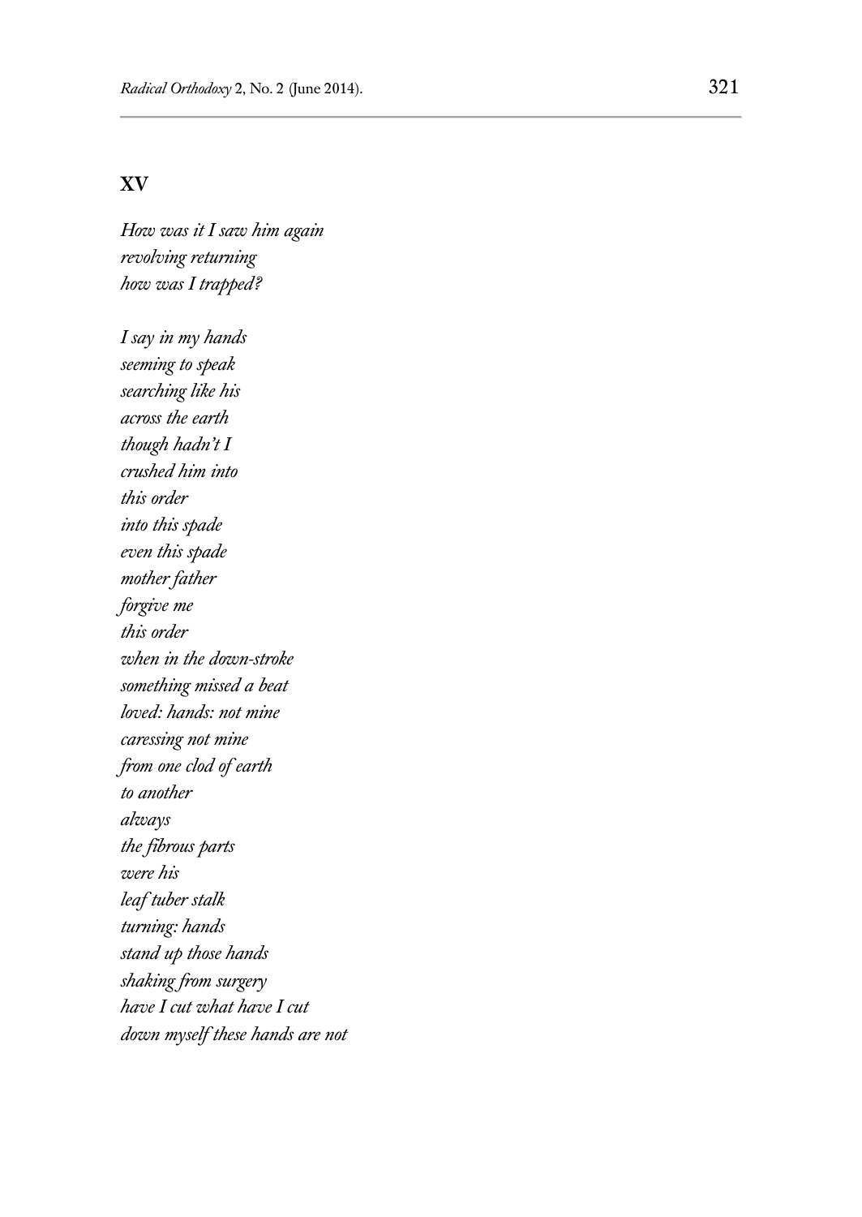## XV

*How was it I saw him again*
*revolving returning*
*how was I trapped?*

*I say in my hands*
*seeming to speak*
*searching like his*
*across the earth*
*though hadn't I*
*crushed him into*
*this order*
*into this spade*
*even this spade*
*mother father*
*forgive me*
*this order*
*when in the down-stroke*
*something missed a beat*
*loved: hands: not mine*
*caressing not mine*
*from one clod of earth*
*to another*
*always*
*the fibrous parts*
*were his*
*leaf tuber stalk*
*turning: hands*
*stand up those hands*
*shaking from surgery*
*have I cut what have I cut*
*down myself these hands are not*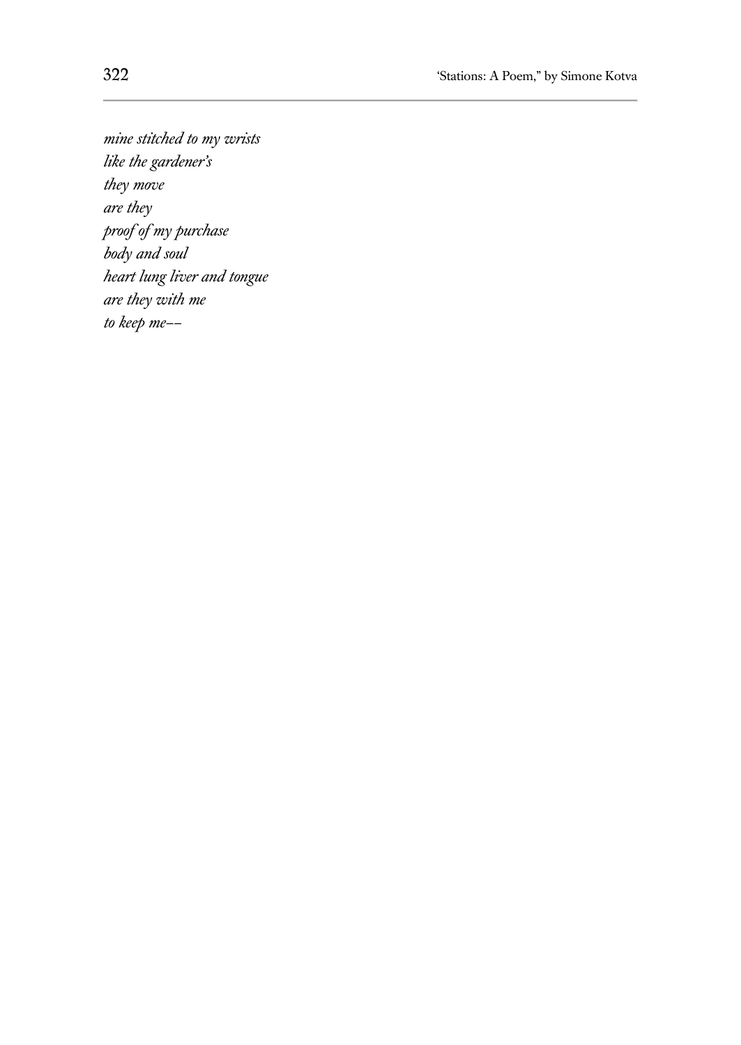*mine stitched to my wrists*  
*like the gardener's*  
*they move*  
*are they*  
*proof of my purchase*  
*body and soul*  
*heart lung liver and tongue*  
*are they with me*  
*to keep me––*